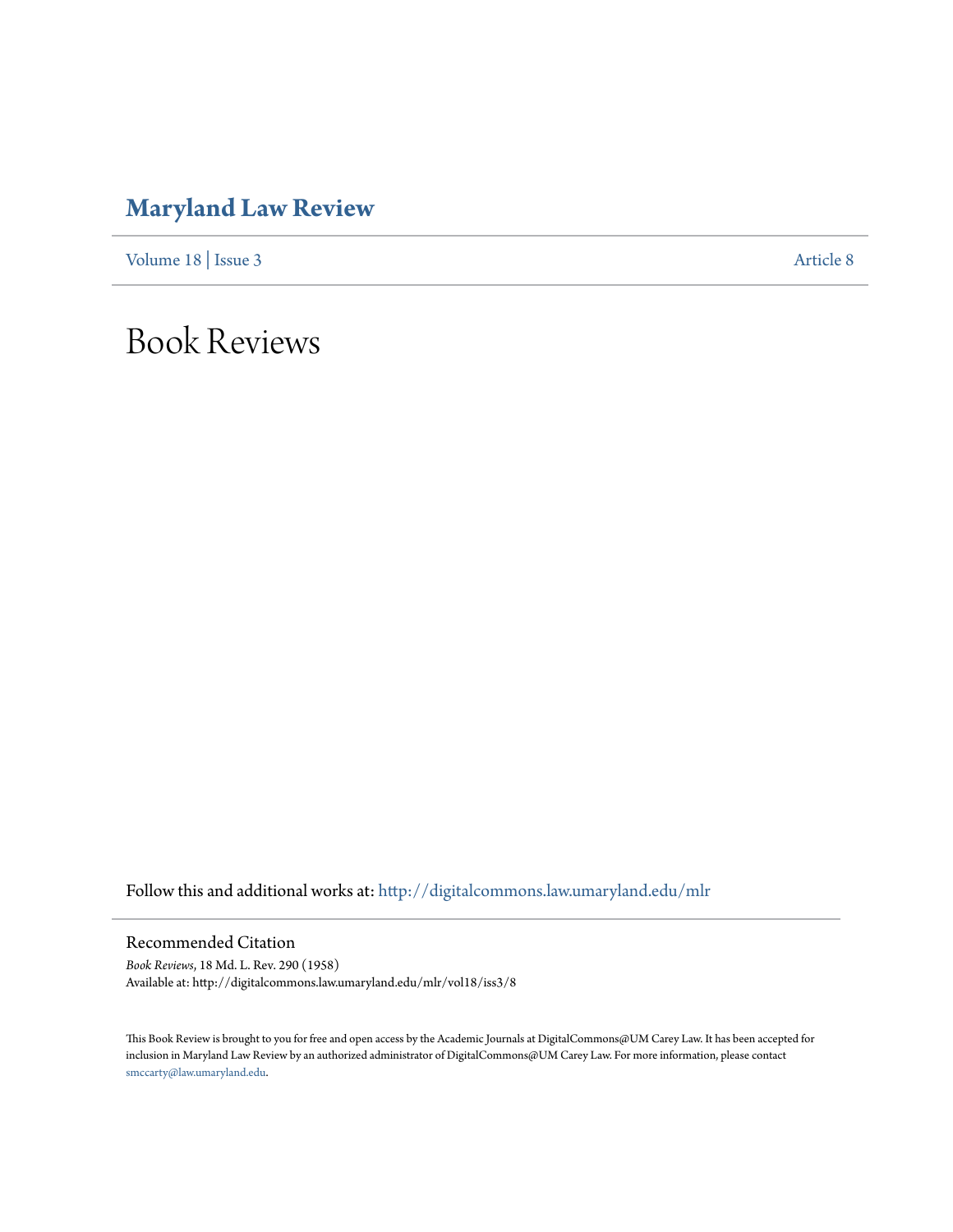# Maryland Law Review

Volume 18 | Issue 3 Article 8

# Book Reviews

Follow this and additional works at: http://digitalcommons.law.umaryland.edu/mlr

## Recommended Citation

*Book Reviews*, 18 Md. L. Rev. 290 (1958)
Available at: http://digitalcommons.law.umaryland.edu/mlr/vol18/iss3/8

This Book Review is brought to you for free and open access by the Academic Journals at DigitalCommons@UM Carey Law. It has been accepted for inclusion in Maryland Law Review by an authorized administrator of DigitalCommons@UM Carey Law. For more information, please contact smccarty@law.umaryland.edu.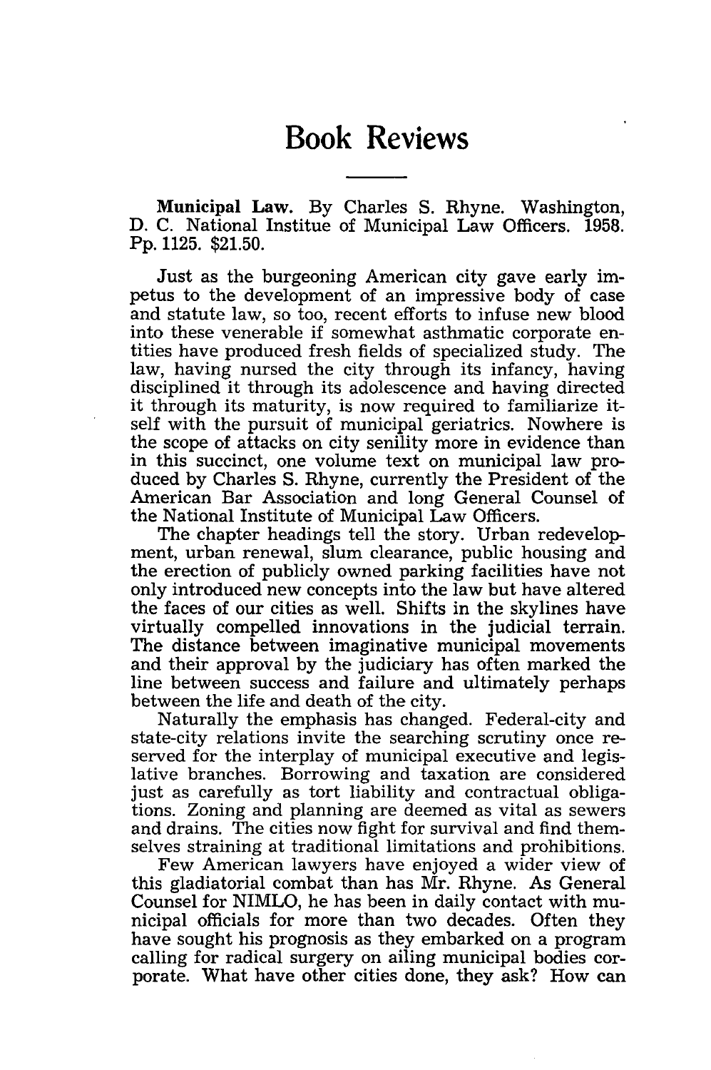# Book Reviews

**Municipal Law.** By Charles S. Rhyne. Washington, D. C. National Institue of Municipal Law Officers. 1958. Pp. 1125. $21.50.

Just as the burgeoning American city gave early impetus to the development of an impressive body of case and statute law, so too, recent efforts to infuse new blood into these venerable if somewhat asthmatic corporate entities have produced fresh fields of specialized study. The law, having nursed the city through its infancy, having disciplined it through its adolescence and having directed it through its maturity, is now required to familiarize itself with the pursuit of municipal geriatrics. Nowhere is the scope of attacks on city senility more in evidence than in this succinct, one volume text on municipal law produced by Charles S. Rhyne, currently the President of the American Bar Association and long General Counsel of the National Institute of Municipal Law Officers.

The chapter headings tell the story. Urban redevelopment, urban renewal, slum clearance, public housing and the erection of publicly owned parking facilities have not only introduced new concepts into the law but have altered the faces of our cities as well. Shifts in the skylines have virtually compelled innovations in the judicial terrain. The distance between imaginative municipal movements and their approval by the judiciary has often marked the line between success and failure and ultimately perhaps between the life and death of the city.

Naturally the emphasis has changed. Federal-city and state-city relations invite the searching scrutiny once reserved for the interplay of municipal executive and legislative branches. Borrowing and taxation are considered just as carefully as tort liability and contractual obligations. Zoning and planning are deemed as vital as sewers and drains. The cities now fight for survival and find themselves straining at traditional limitations and prohibitions.

Few American lawyers have enjoyed a wider view of this gladiatorial combat than has Mr. Rhyne. As General Counsel for NIMLO, he has been in daily contact with municipal officials for more than two decades. Often they have sought his prognosis as they embarked on a program calling for radical surgery on ailing municipal bodies corporate. What have other cities done, they ask? How can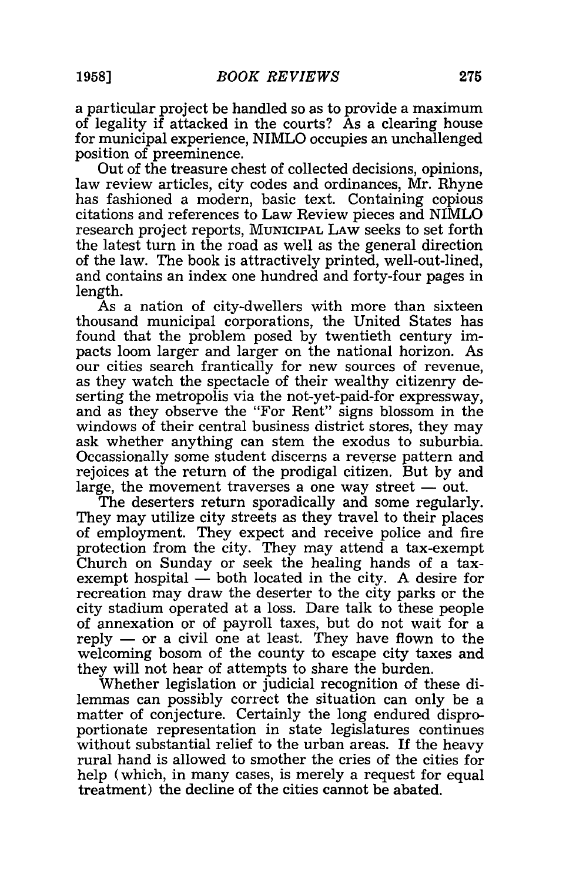a particular project be handled so as to provide a maximum of legality if attacked in the courts? As a clearing house for municipal experience, NIMLO occupies an unchallenged position of preeminence.

Out of the treasure chest of collected decisions, opinions, law review articles, city codes and ordinances, Mr. Rhyne has fashioned a modern, basic text. Containing copious citations and references to Law Review pieces and NIMLO research project reports, MUNICIPAL LAW seeks to set forth the latest turn in the road as well as the general direction of the law. The book is attractively printed, well-out-lined, and contains an index one hundred and forty-four pages in length.

As a nation of city-dwellers with more than sixteen thousand municipal corporations, the United States has found that the problem posed by twentieth century impacts loom larger and larger on the national horizon. As our cities search frantically for new sources of revenue, as they watch the spectacle of their wealthy citizenry deserting the metropolis via the not-yet-paid-for expressway, and as they observe the "For Rent" signs blossom in the windows of their central business district stores, they may ask whether anything can stem the exodus to suburbia. Occassionally some student discerns a reverse pattern and rejoices at the return of the prodigal citizen. But by and large, the movement traverses a one way street — out.

The deserters return sporadically and some regularly. They may utilize city streets as they travel to their places of employment. They expect and receive police and fire protection from the city. They may attend a tax-exempt Church on Sunday or seek the healing hands of a tax-exempt hospital — both located in the city. A desire for recreation may draw the deserter to the city parks or the city stadium operated at a loss. Dare talk to these people of annexation or of payroll taxes, but do not wait for a reply — or a civil one at least. They have flown to the welcoming bosom of the county to escape city taxes and they will not hear of attempts to share the burden.

Whether legislation or judicial recognition of these dilemmas can possibly correct the situation can only be a matter of conjecture. Certainly the long endured disproportionate representation in state legislatures continues without substantial relief to the urban areas. If the heavy rural hand is allowed to smother the cries of the cities for help (which, in many cases, is merely a request for equal treatment) the decline of the cities cannot be abated.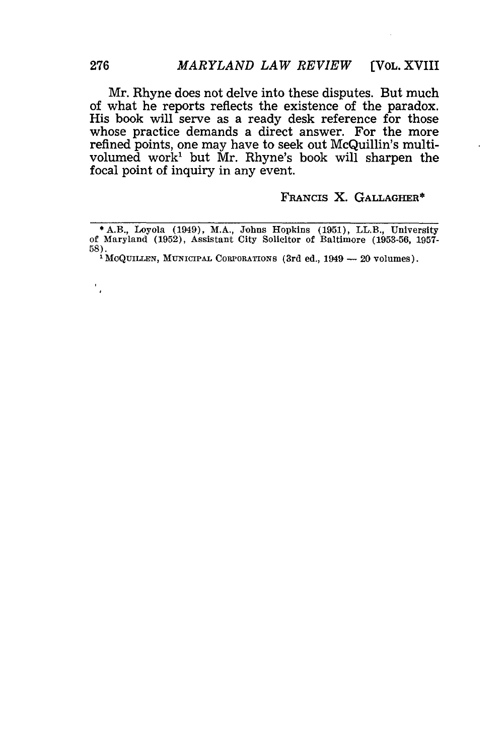Mr. Rhyne does not delve into these disputes. But much of what he reports reflects the existence of the paradox. His book will serve as a ready desk reference for those whose practice demands a direct answer. For the more refined points, one may have to seek out McQuillin's multi-volumed work[1] but Mr. Rhyne's book will sharpen the focal point of inquiry in any event.

FRANCIS X. GALLAGHER*

---

* A.B., Loyola (1949), M.A., Johns Hopkins (1951), LL.B., University of Maryland (1952), Assistant City Solicitor of Baltimore (1953-56, 1957-58).

[1] McQUILLEN, MUNICIPAL CORPORATIONS (3rd ed., 1949 — 20 volumes).